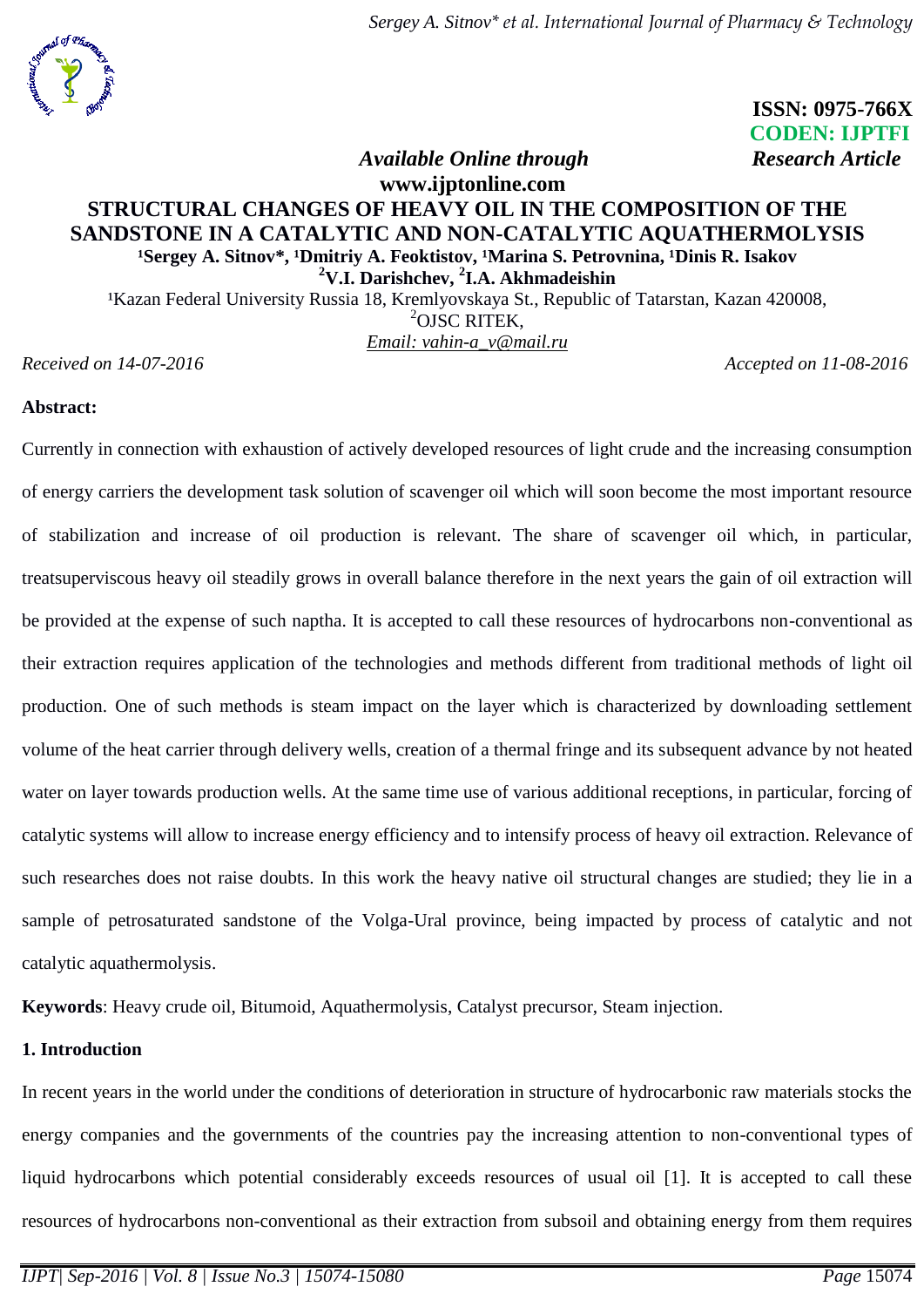ISSN: 0975-766X
CODEN: IJPTFI

*Available Online through* **www.ijptonline.com** *Research Article*

# STRUCTURAL CHANGES OF HEAVY OIL IN THE COMPOSITION OF THE SANDSTONE IN A CATALYTIC AND NON-CATALYTIC AQUATHERMOLYSIS

**[1]Sergey A. Sitnov*, [1]Dmitriy A. Feoktistov, [1]Marina S. Petrovnina, [1]Dinis R. Isakov**
**[2]V.I. Darishchev, [2]I.A. Akhmadeishin**

[1]Kazan Federal University Russia 18, Kremlyovskaya St., Republic of Tatarstan, Kazan 420008,
[2]OJSC RITEK,
Email: vahin-a_v@mail.ru

*Received on 14-07-2016* *Accepted on 11-08-2016*

**Abstract:**

Currently in connection with exhaustion of actively developed resources of light crude and the increasing consumption of energy carriers the development task solution of scavenger oil which will soon become the most important resource of stabilization and increase of oil production is relevant. The share of scavenger oil which, in particular, treatsuperviscous heavy oil steadily grows in overall balance therefore in the next years the gain of oil extraction will be provided at the expense of such naptha. It is accepted to call these resources of hydrocarbons non-conventional as their extraction requires application of the technologies and methods different from traditional methods of light oil production. One of such methods is steam impact on the layer which is characterized by downloading settlement volume of the heat carrier through delivery wells, creation of a thermal fringe and its subsequent advance by not heated water on layer towards production wells. At the same time use of various additional receptions, in particular, forcing of catalytic systems will allow to increase energy efficiency and to intensify process of heavy oil extraction. Relevance of such researches does not raise doubts. In this work the heavy native oil structural changes are studied; they lie in a sample of petrosaturated sandstone of the Volga-Ural province, being impacted by process of catalytic and not catalytic aquathermolysis.

**Keywords**: Heavy crude oil, Bitumoid, Aquathermolysis, Catalyst precursor, Steam injection.

## 1. Introduction

In recent years in the world under the conditions of deterioration in structure of hydrocarbonic raw materials stocks the energy companies and the governments of the countries pay the increasing attention to non-conventional types of liquid hydrocarbons which potential considerably exceeds resources of usual oil [1]. It is accepted to call these resources of hydrocarbons non-conventional as their extraction from subsoil and obtaining energy from them requires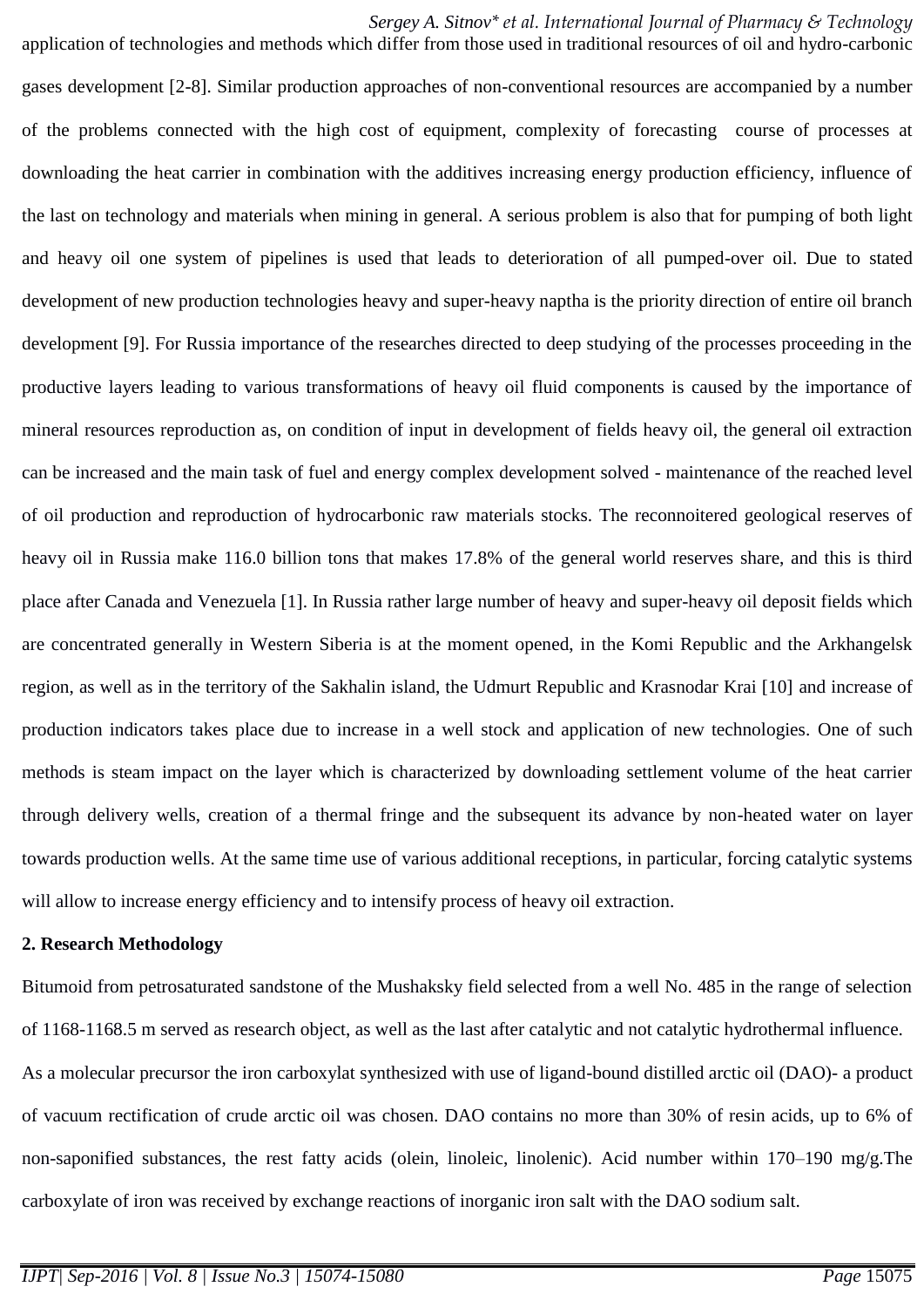application of technologies and methods which differ from those used in traditional resources of oil and hydro-carbonic gases development [2-8]. Similar production approaches of non-conventional resources are accompanied by a number of the problems connected with the high cost of equipment, complexity of forecasting course of processes at downloading the heat carrier in combination with the additives increasing energy production efficiency, influence of the last on technology and materials when mining in general. A serious problem is also that for pumping of both light and heavy oil one system of pipelines is used that leads to deterioration of all pumped-over oil. Due to stated development of new production technologies heavy and super-heavy naptha is the priority direction of entire oil branch development [9]. For Russia importance of the researches directed to deep studying of the processes proceeding in the productive layers leading to various transformations of heavy oil fluid components is caused by the importance of mineral resources reproduction as, on condition of input in development of fields heavy oil, the general oil extraction can be increased and the main task of fuel and energy complex development solved - maintenance of the reached level of oil production and reproduction of hydrocarbonic raw materials stocks. The reconnoitered geological reserves of heavy oil in Russia make 116.0 billion tons that makes 17.8% of the general world reserves share, and this is third place after Canada and Venezuela [1]. In Russia rather large number of heavy and super-heavy oil deposit fields which are concentrated generally in Western Siberia is at the moment opened, in the Komi Republic and the Arkhangelsk region, as well as in the territory of the Sakhalin island, the Udmurt Republic and Krasnodar Krai [10] and increase of production indicators takes place due to increase in a well stock and application of new technologies. One of such methods is steam impact on the layer which is characterized by downloading settlement volume of the heat carrier through delivery wells, creation of a thermal fringe and the subsequent its advance by non-heated water on layer towards production wells. At the same time use of various additional receptions, in particular, forcing catalytic systems will allow to increase energy efficiency and to intensify process of heavy oil extraction.

**2. Research Methodology**

Bitumoid from petrosaturated sandstone of the Mushaksky field selected from a well No. 485 in the range of selection of 1168-1168.5 m served as research object, as well as the last after catalytic and not catalytic hydrothermal influence.

As a molecular precursor the iron carboxylat synthesized with use of ligand-bound distilled arctic oil (DAO)- a product of vacuum rectification of crude arctic oil was chosen. DAO contains no more than 30% of resin acids, up to 6% of non-saponified substances, the rest fatty acids (olein, linoleic, linolenic). Acid number within 170–190 mg/g.The carboxylate of iron was received by exchange reactions of inorganic iron salt with the DAO sodium salt.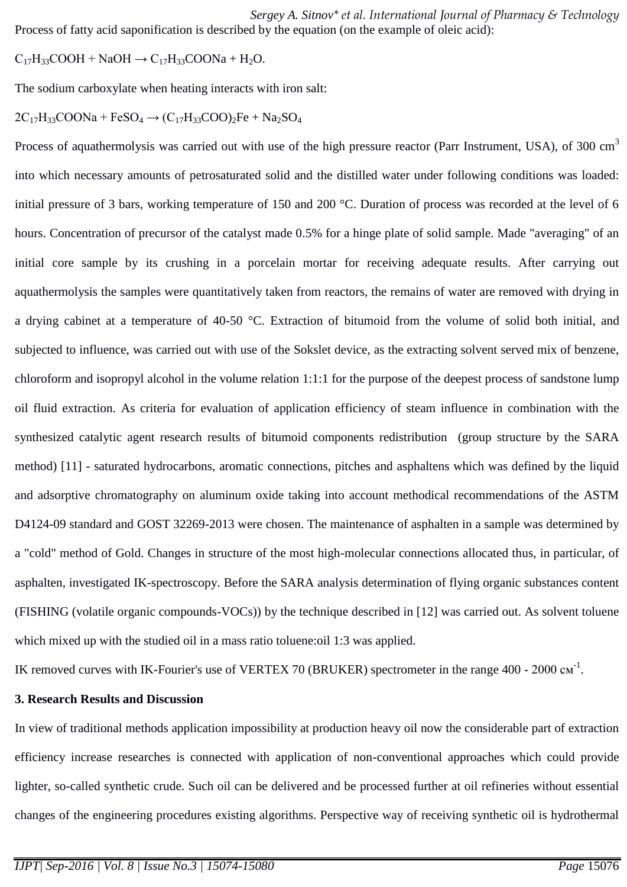Process of fatty acid saponification is described by the equation (on the example of oleic acid):

$C_{17}H_{33}COOH + NaOH \rightarrow C_{17}H_{33}COONa + H_2O$.

The sodium carboxylate when heating interacts with iron salt:

$2C_{17}H_{33}COONa + FeSO_4 \rightarrow (C_{17}H_{33}COO)_2Fe + Na_2SO_4$

Process of aquathermolysis was carried out with use of the high pressure reactor (Parr Instrument, USA), of 300 $cm^3$ into which necessary amounts of petrosaturated solid and the distilled water under following conditions was loaded: initial pressure of 3 bars, working temperature of 150 and 200 °C. Duration of process was recorded at the level of 6 hours. Concentration of precursor of the catalyst made 0.5% for a hinge plate of solid sample. Made "averaging" of an initial core sample by its crushing in a porcelain mortar for receiving adequate results. After carrying out aquathermolysis the samples were quantitatively taken from reactors, the remains of water are removed with drying in a drying cabinet at a temperature of 40-50 °C. Extraction of bitumoid from the volume of solid both initial, and subjected to influence, was carried out with use of the Sokslet device, as the extracting solvent served mix of benzene, chloroform and isopropyl alcohol in the volume relation 1:1:1 for the purpose of the deepest process of sandstone lump oil fluid extraction. As criteria for evaluation of application efficiency of steam influence in combination with the synthesized catalytic agent research results of bitumoid components redistribution (group structure by the SARA method) [11] - saturated hydrocarbons, aromatic connections, pitches and asphaltens which was defined by the liquid and adsorptive chromatography on aluminum oxide taking into account methodical recommendations of the ASTM D4124-09 standard and GOST 32269-2013 were chosen. The maintenance of asphalten in a sample was determined by a "cold" method of Gold. Changes in structure of the most high-molecular connections allocated thus, in particular, of asphalten, investigated IK-spectroscopy. Before the SARA analysis determination of flying organic substances content (FISHING (volatile organic compounds-VOCs)) by the technique described in [12] was carried out. As solvent toluene which mixed up with the studied oil in a mass ratio toluene:oil 1:3 was applied.

IK removed curves with IK-Fourier's use of VERTEX 70 (BRUKER) spectrometer in the range 400 - 2000 $см^{-1}$.

### 3. Research Results and Discussion

In view of traditional methods application impossibility at production heavy oil now the considerable part of extraction efficiency increase researches is connected with application of non-conventional approaches which could provide lighter, so-called synthetic crude. Such oil can be delivered and be processed further at oil refineries without essential changes of the engineering procedures existing algorithms. Perspective way of receiving synthetic oil is hydrothermal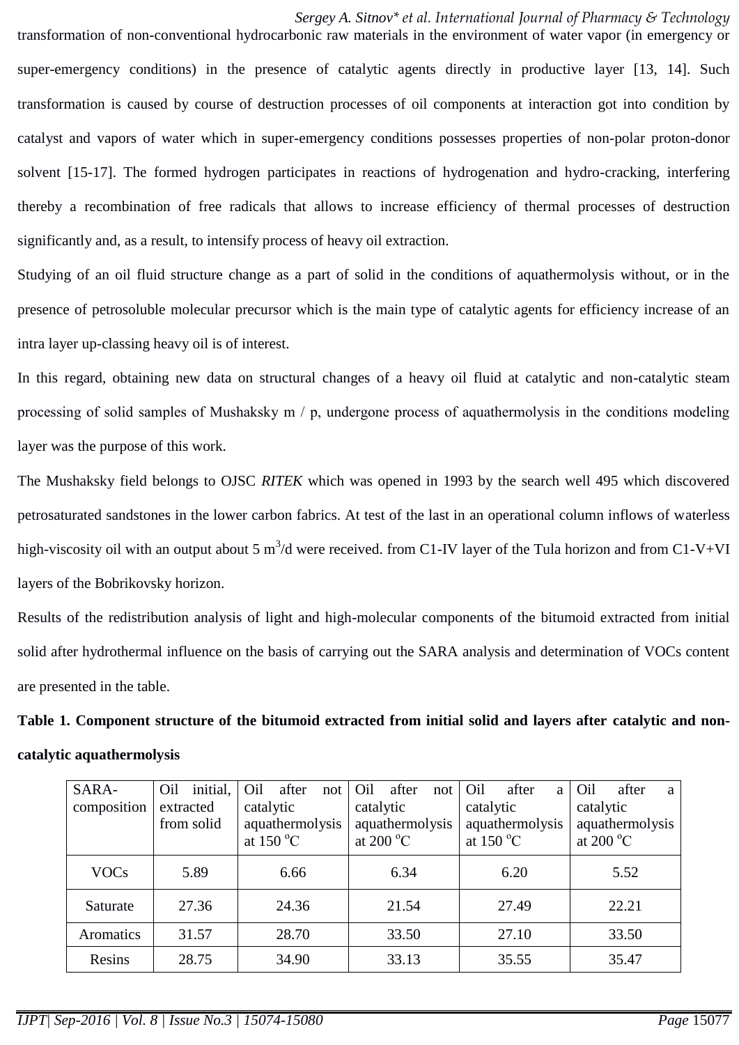transformation of non-conventional hydrocarbonic raw materials in the environment of water vapor (in emergency or super-emergency conditions) in the presence of catalytic agents directly in productive layer [13, 14]. Such transformation is caused by course of destruction processes of oil components at interaction got into condition by catalyst and vapors of water which in super-emergency conditions possesses properties of non-polar proton-donor solvent [15-17]. The formed hydrogen participates in reactions of hydrogenation and hydro-cracking, interfering thereby a recombination of free radicals that allows to increase efficiency of thermal processes of destruction significantly and, as a result, to intensify process of heavy oil extraction.

Studying of an oil fluid structure change as a part of solid in the conditions of aquathermolysis without, or in the presence of petrosoluble molecular precursor which is the main type of catalytic agents for efficiency increase of an intra layer up-classing heavy oil is of interest.

In this regard, obtaining new data on structural changes of a heavy oil fluid at catalytic and non-catalytic steam processing of solid samples of Mushaksky m / p, undergone process of aquathermolysis in the conditions modeling layer was the purpose of this work.

The Mushaksky field belongs to OJSC *RITEK* which was opened in 1993 by the search well 495 which discovered petrosaturated sandstones in the lower carbon fabrics. At test of the last in an operational column inflows of waterless high-viscosity oil with an output about 5 $m^3$/d were received. from C1-IV layer of the Tula horizon and from C1-V+VI layers of the Bobrikovsky horizon.

Results of the redistribution analysis of light and high-molecular components of the bitumoid extracted from initial solid after hydrothermal influence on the basis of carrying out the SARA analysis and determination of VOCs content are presented in the table.

**Table 1. Component structure of the bitumoid extracted from initial solid and layers after catalytic and non-catalytic aquathermolysis**

| SARA-composition | Oil initial, extracted from solid | Oil after not catalytic aquathermolysis at 150 °C | Oil after not catalytic aquathermolysis at 200 °C | Oil after a catalytic aquathermolysis at 150 °C | Oil after a catalytic aquathermolysis at 200 °C |
|---|---|---|---|---|---|
| VOCs | 5.89 | 6.66 | 6.34 | 6.20 | 5.52 |
| Saturate | 27.36 | 24.36 | 21.54 | 27.49 | 22.21 |
| Aromatics | 31.57 | 28.70 | 33.50 | 27.10 | 33.50 |
| Resins | 28.75 | 34.90 | 33.13 | 35.55 | 35.47 |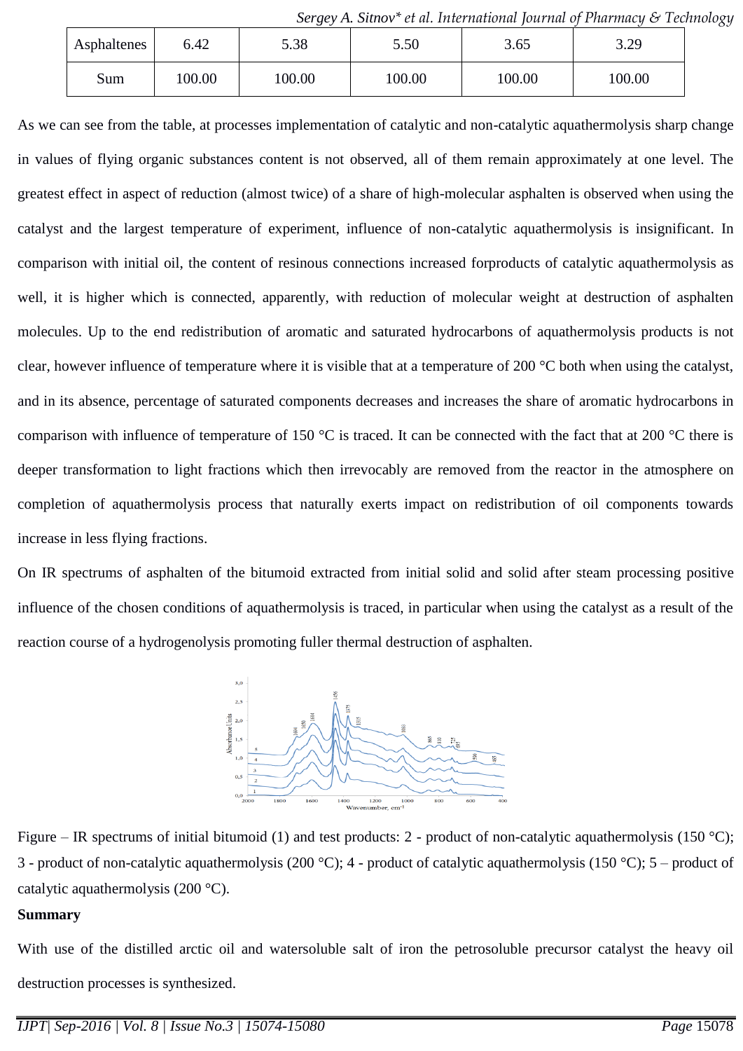| Asphaltenes | 6.42 | 5.38 | 5.50 | 3.65 | 3.29 |
|---|---|---|---|---|---|
| Sum | 100.00 | 100.00 | 100.00 | 100.00 | 100.00 |

As we can see from the table, at processes implementation of catalytic and non-catalytic aquathermolysis sharp change in values of flying organic substances content is not observed, all of them remain approximately at one level. The greatest effect in aspect of reduction (almost twice) of a share of high-molecular asphalten is observed when using the catalyst and the largest temperature of experiment, influence of non-catalytic aquathermolysis is insignificant. In comparison with initial oil, the content of resinous connections increased forproducts of catalytic aquathermolysis as well, it is higher which is connected, apparently, with reduction of molecular weight at destruction of asphalten molecules. Up to the end redistribution of aromatic and saturated hydrocarbons of aquathermolysis products is not clear, however influence of temperature where it is visible that at a temperature of 200 °C both when using the catalyst, and in its absence, percentage of saturated components decreases and increases the share of aromatic hydrocarbons in comparison with influence of temperature of 150 °C is traced. It can be connected with the fact that at 200 °C there is deeper transformation to light fractions which then irrevocably are removed from the reactor in the atmosphere on completion of aquathermolysis process that naturally exerts impact on redistribution of oil components towards increase in less flying fractions.

On IR spectrums of asphalten of the bitumoid extracted from initial solid and solid after steam processing positive influence of the chosen conditions of aquathermolysis is traced, in particular when using the catalyst as a result of the reaction course of a hydrogenolysis promoting fuller thermal destruction of asphalten.

Figure – IR spectrums of initial bitumoid (1) and test products: 2 - product of non-catalytic aquathermolysis (150 °C); 3 - product of non-catalytic aquathermolysis (200 °C); 4 - product of catalytic aquathermolysis (150 °C); 5 – product of catalytic aquathermolysis (200 °C).

**Summary**

With use of the distilled arctic oil and watersoluble salt of iron the petrosoluble precursor catalyst the heavy oil destruction processes is synthesized.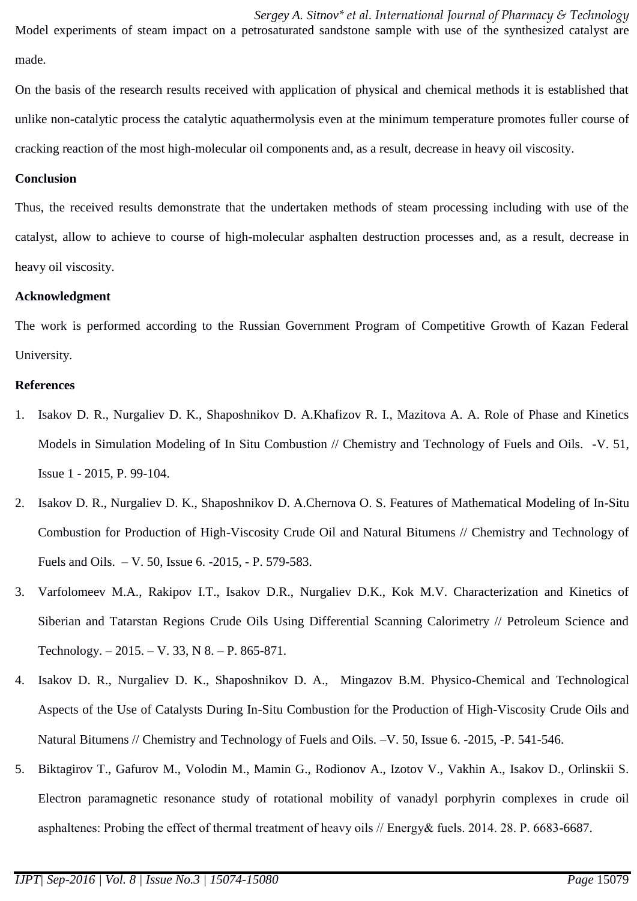Model experiments of steam impact on a petrosaturated sandstone sample with use of the synthesized catalyst are made.

On the basis of the research results received with application of physical and chemical methods it is established that unlike non-catalytic process the catalytic aquathermolysis even at the minimum temperature promotes fuller course of cracking reaction of the most high-molecular oil components and, as a result, decrease in heavy oil viscosity.

## Conclusion

Thus, the received results demonstrate that the undertaken methods of steam processing including with use of the catalyst, allow to achieve to course of high-molecular asphalten destruction processes and, as a result, decrease in heavy oil viscosity.

## Acknowledgment

The work is performed according to the Russian Government Program of Competitive Growth of Kazan Federal University.

## References

1. Isakov D. R., Nurgaliev D. K., Shaposhnikov D. A.Khafizov R. I., Mazitova A. A. Role of Phase and Kinetics Models in Simulation Modeling of In Situ Combustion // Chemistry and Technology of Fuels and Oils. -V. 51, Issue 1 - 2015, P. 99-104.
2. Isakov D. R., Nurgaliev D. K., Shaposhnikov D. A.Chernova O. S. Features of Mathematical Modeling of In-Situ Combustion for Production of High-Viscosity Crude Oil and Natural Bitumens // Chemistry and Technology of Fuels and Oils. – V. 50, Issue 6. -2015, - P. 579-583.
3. Varfolomeev M.A., Rakipov I.T., Isakov D.R., Nurgaliev D.K., Kok M.V. Characterization and Kinetics of Siberian and Tatarstan Regions Crude Oils Using Differential Scanning Calorimetry // Petroleum Science and Technology. – 2015. – V. 33, N 8. – P. 865-871.
4. Isakov D. R., Nurgaliev D. K., Shaposhnikov D. A., Mingazov B.M. Physico-Chemical and Technological Aspects of the Use of Catalysts During In-Situ Combustion for the Production of High-Viscosity Crude Oils and Natural Bitumens // Chemistry and Technology of Fuels and Oils. –V. 50, Issue 6. -2015, -P. 541-546.
5. Biktagirov T., Gafurov M., Volodin M., Mamin G., Rodionov A., Izotov V., Vakhin A., Isakov D., Orlinskii S. Electron paramagnetic resonance study of rotational mobility of vanadyl porphyrin complexes in crude oil asphaltenes: Probing the effect of thermal treatment of heavy oils // Energy& fuels. 2014. 28. P. 6683-6687.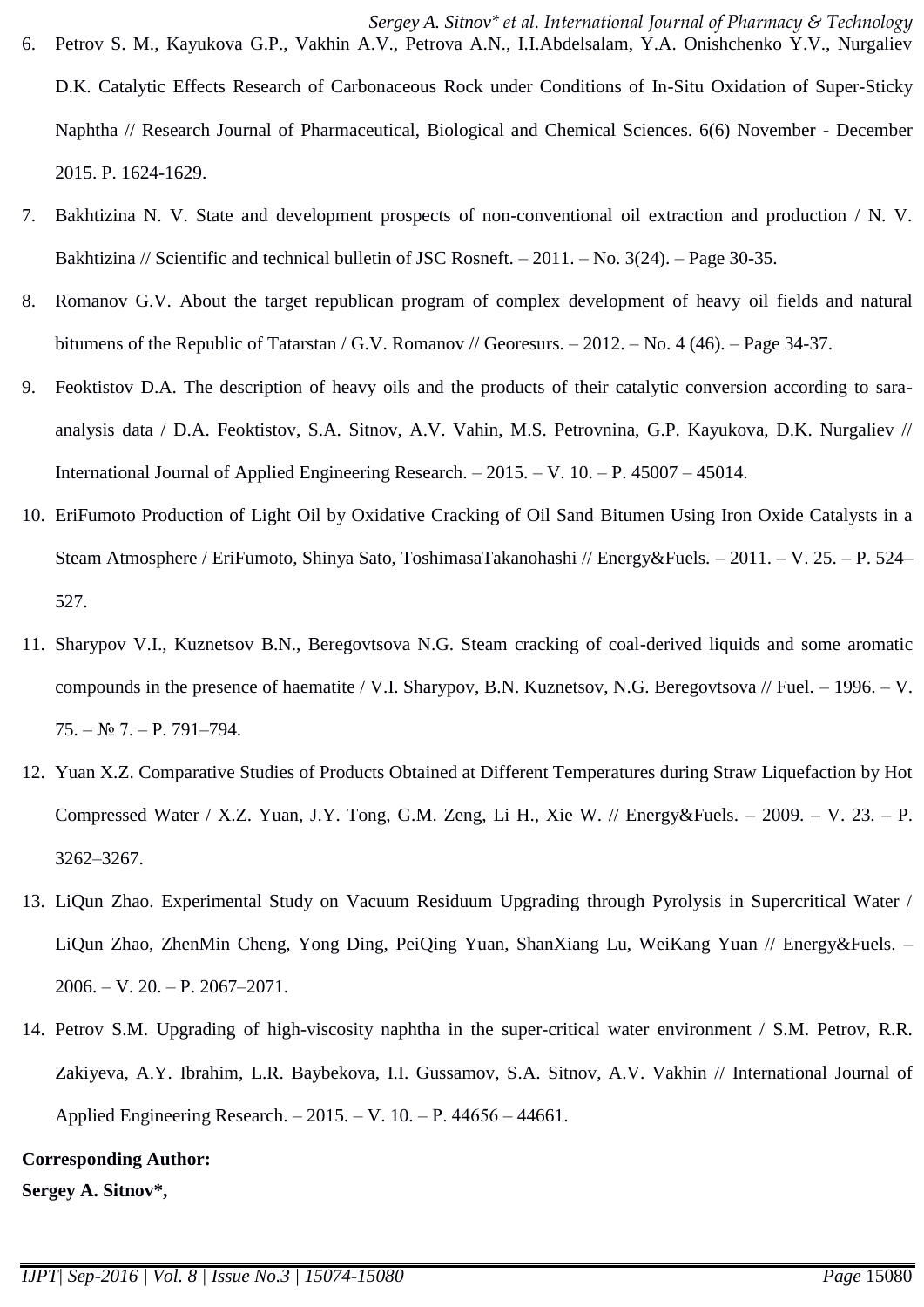6. Petrov S. M., Kayukova G.P., Vakhin A.V., Petrova A.N., I.I.Abdelsalam, Y.A. Onishchenko Y.V., Nurgaliev D.K. Catalytic Effects Research of Carbonaceous Rock under Conditions of In-Situ Oxidation of Super-Sticky Naphtha // Research Journal of Pharmaceutical, Biological and Chemical Sciences. 6(6) November - December 2015. P. 1624-1629.
7. Bakhtizina N. V. State and development prospects of non-conventional oil extraction and production / N. V. Bakhtizina // Scientific and technical bulletin of JSC Rosneft. – 2011. – No. 3(24). – Page 30-35.
8. Romanov G.V. About the target republican program of complex development of heavy oil fields and natural bitumens of the Republic of Tatarstan / G.V. Romanov // Georesurs. – 2012. – No. 4 (46). – Page 34-37.
9. Feoktistov D.A. The description of heavy oils and the products of their catalytic conversion according to sara-analysis data / D.A. Feoktistov, S.A. Sitnov, A.V. Vahin, M.S. Petrovnina, G.P. Kayukova, D.K. Nurgaliev // International Journal of Applied Engineering Research. – 2015. – V. 10. – P. 45007 – 45014.
10. EriFumoto Production of Light Oil by Oxidative Cracking of Oil Sand Bitumen Using Iron Oxide Catalysts in a Steam Atmosphere / EriFumoto, Shinya Sato, ToshimasaTakanohashi // Energy&Fuels. – 2011. – V. 25. – P. 524–527.
11. Sharypov V.I., Kuznetsov B.N., Beregovtsova N.G. Steam cracking of coal-derived liquids and some aromatic compounds in the presence of haematite / V.I. Sharypov, B.N. Kuznetsov, N.G. Beregovtsova // Fuel. – 1996. – V. 75. – № 7. – P. 791–794.
12. Yuan X.Z. Comparative Studies of Products Obtained at Different Temperatures during Straw Liquefaction by Hot Compressed Water / X.Z. Yuan, J.Y. Tong, G.M. Zeng, Li H., Xie W. // Energy&Fuels. – 2009. – V. 23. – P. 3262–3267.
13. LiQun Zhao. Experimental Study on Vacuum Residuum Upgrading through Pyrolysis in Supercritical Water / LiQun Zhao, ZhenMin Cheng, Yong Ding, PeiQing Yuan, ShanXiang Lu, WeiKang Yuan // Energy&Fuels. – 2006. – V. 20. – P. 2067–2071.
14. Petrov S.M. Upgrading of high-viscosity naphtha in the super-critical water environment / S.M. Petrov, R.R. Zakiyeva, A.Y. Ibrahim, L.R. Baybekova, I.I. Gussamov, S.A. Sitnov, A.V. Vakhin // International Journal of Applied Engineering Research. – 2015. – V. 10. – P. 44656 – 44661.

**Corresponding Author:**

**Sergey A. Sitnov*,**